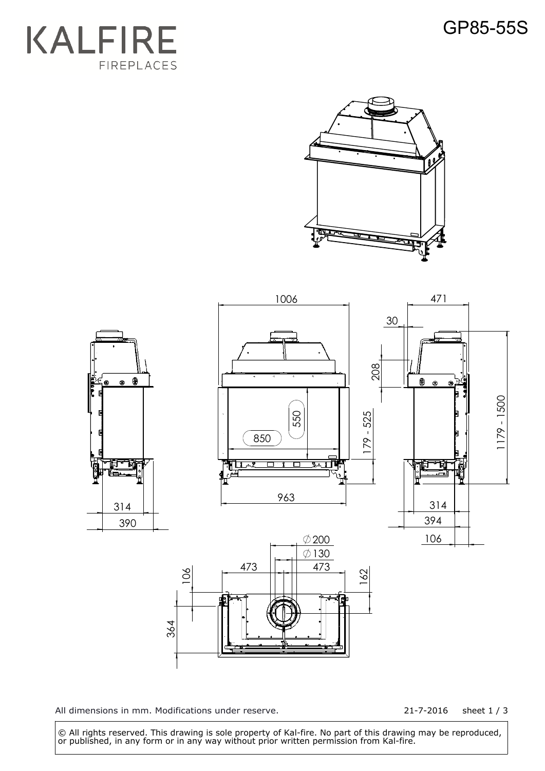# KALFIRE

FIREPLACES

GP85-55S

1006

471

30

208

550

850

179 - 525

1179 - 1500

963

314

390

314

394

106

∅200

∅130

473

473

106

162

364

All dimensions in mm. Modifications under reserve.

21-7-2016 sheet 1 / 3

© All rights reserved. This drawing is sole property of Kal-fire. No part of this drawing may be reproduced, or published, in any form or in any way without prior written permission from Kal-fire.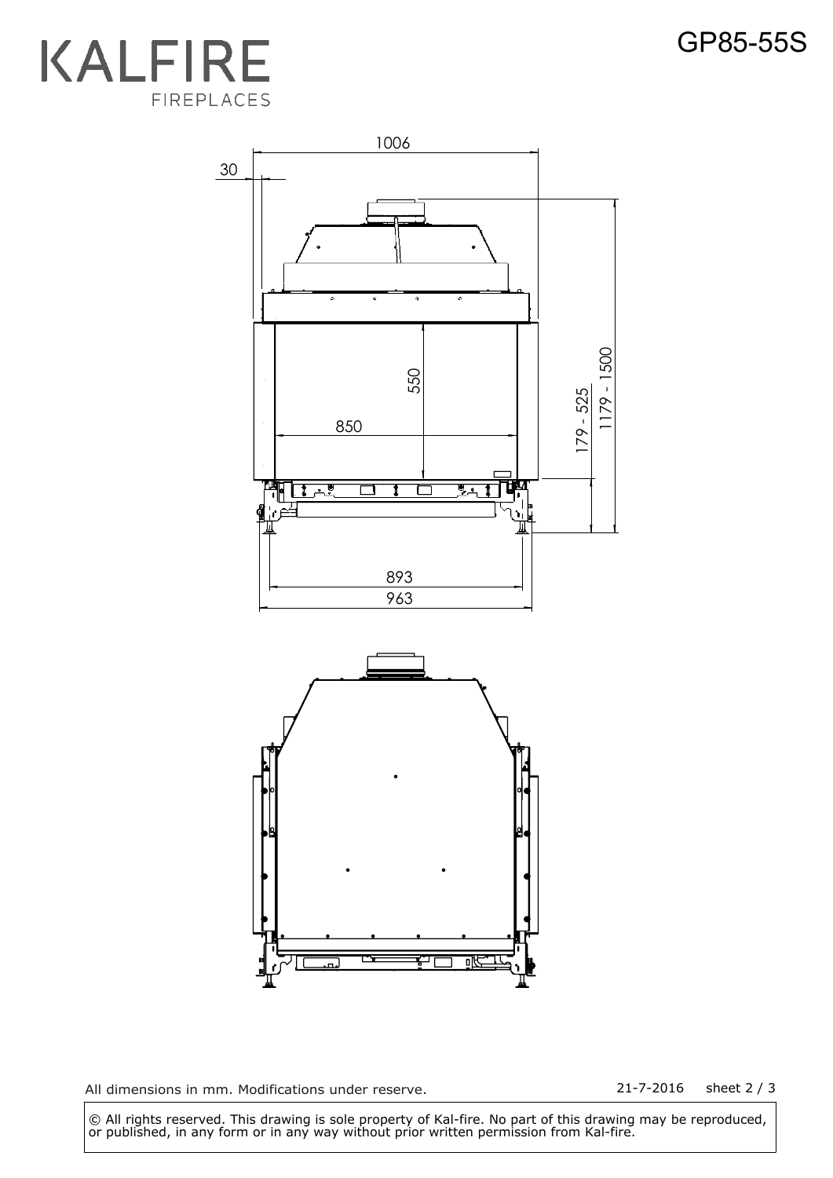KALFIRE
FIREPLACES

# GP85-55S

1006

30

550

850

179 - 525

1179 - 1500

893

963

All dimensions in mm. Modifications under reserve.

21-7-2016 sheet 2 / 3

© All rights reserved. This drawing is sole property of Kal-fire. No part of this drawing may be reproduced, or published, in any form or in any way without prior written permission from Kal-fire.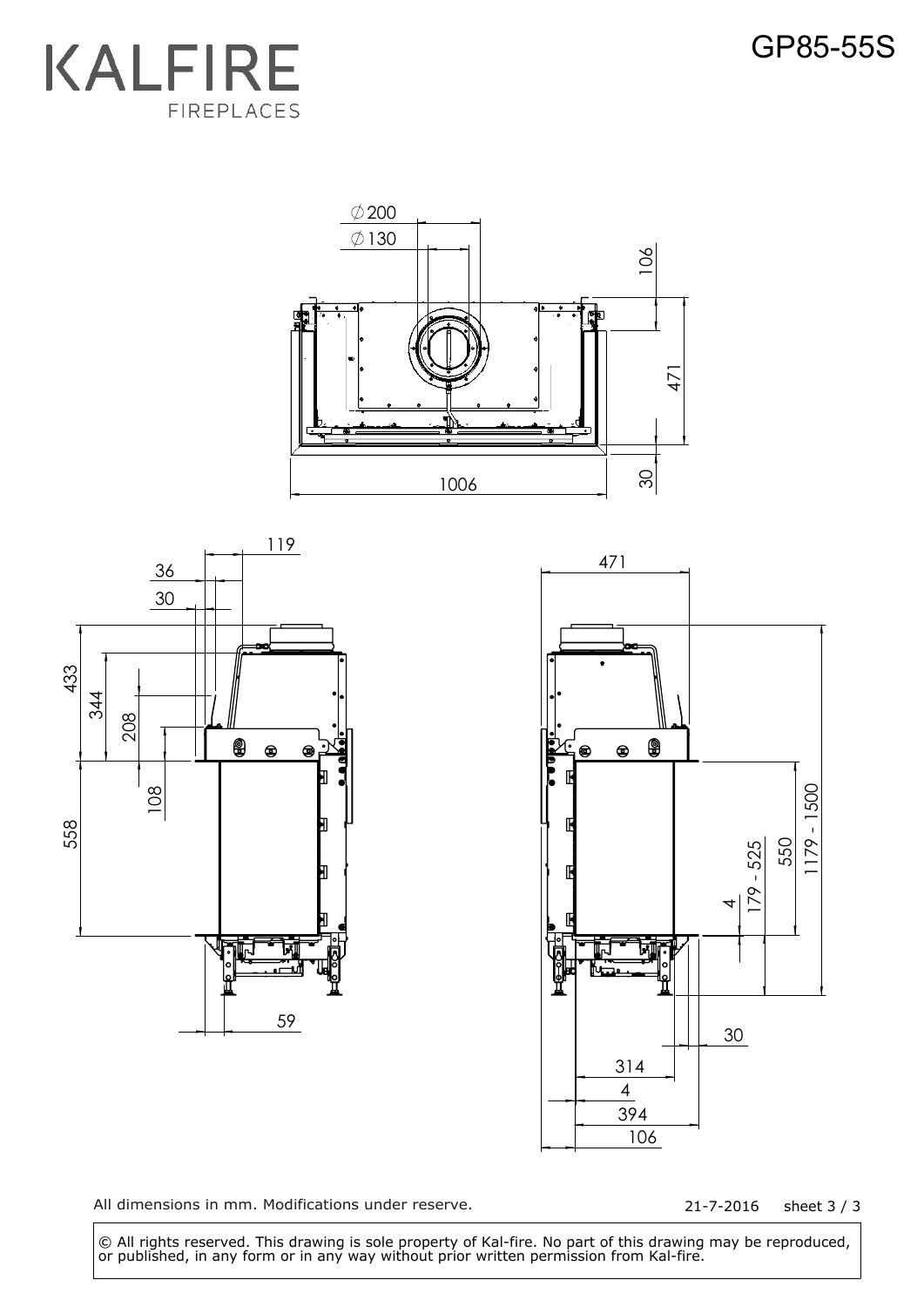# KALFIRE

FIREPLACES

GP85-55S

∅200
∅130
106
471
30
1006

119
36
30
433
344
208
108
558
59

471
1179 - 1500
550
179 - 525
4
30
314
4
394
106

All dimensions in mm. Modifications under reserve.

21-7-2016 sheet 3 / 3

© All rights reserved. This drawing is sole property of Kal-fire. No part of this drawing may be reproduced, or published, in any form or in any way without prior written permission from Kal-fire.